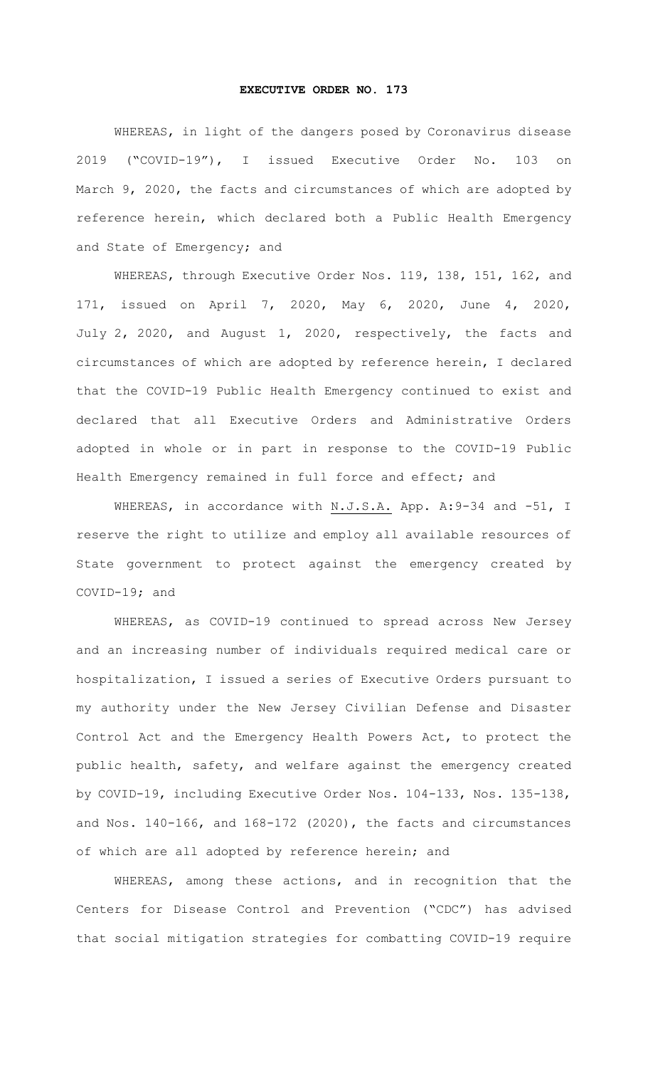# EXECUTIVE ORDER NO. 173

WHEREAS, in light of the dangers posed by Coronavirus disease 2019 ("COVID-19"), I issued Executive Order No. 103 on March 9, 2020, the facts and circumstances of which are adopted by reference herein, which declared both a Public Health Emergency and State of Emergency; and

WHEREAS, through Executive Order Nos. 119, 138, 151, 162, and 171, issued on April 7, 2020, May 6, 2020, June 4, 2020, July 2, 2020, and August 1, 2020, respectively, the facts and circumstances of which are adopted by reference herein, I declared that the COVID-19 Public Health Emergency continued to exist and declared that all Executive Orders and Administrative Orders adopted in whole or in part in response to the COVID-19 Public Health Emergency remained in full force and effect; and

WHEREAS, in accordance with N.J.S.A. App. A:9-34 and -51, I reserve the right to utilize and employ all available resources of State government to protect against the emergency created by COVID-19; and

WHEREAS, as COVID-19 continued to spread across New Jersey and an increasing number of individuals required medical care or hospitalization, I issued a series of Executive Orders pursuant to my authority under the New Jersey Civilian Defense and Disaster Control Act and the Emergency Health Powers Act, to protect the public health, safety, and welfare against the emergency created by COVID-19, including Executive Order Nos. 104-133, Nos. 135-138, and Nos. 140-166, and 168-172 (2020), the facts and circumstances of which are all adopted by reference herein; and

WHEREAS, among these actions, and in recognition that the Centers for Disease Control and Prevention ("CDC") has advised that social mitigation strategies for combatting COVID-19 require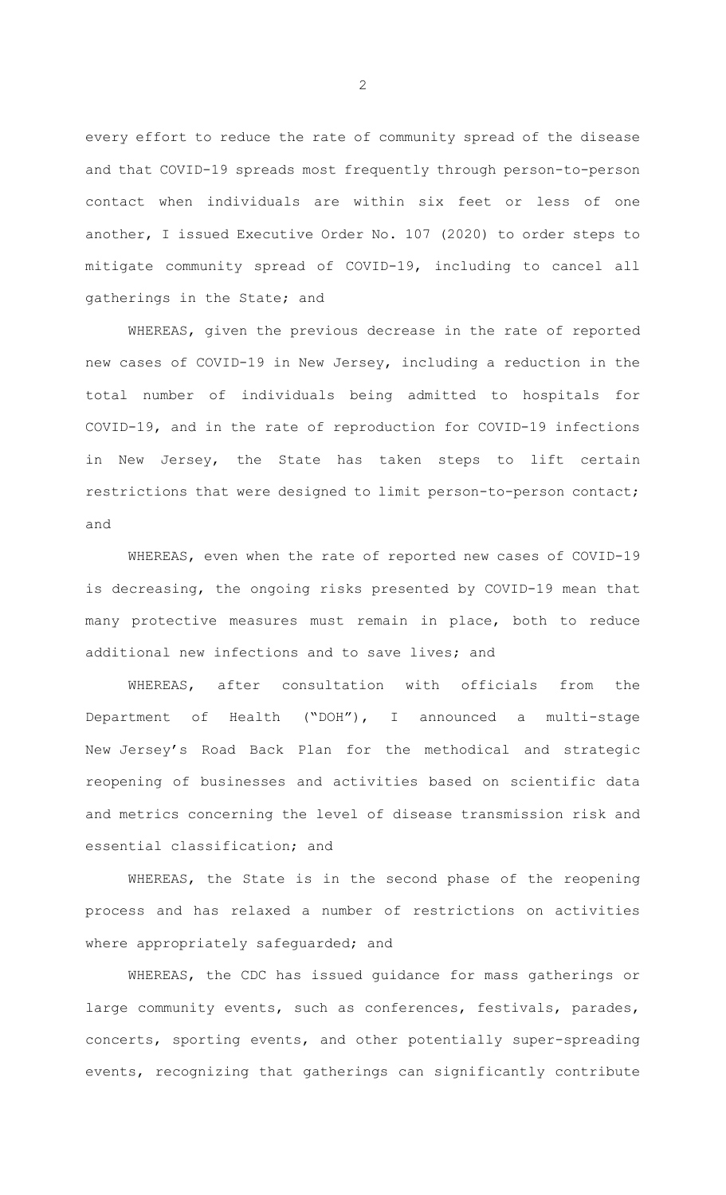every effort to reduce the rate of community spread of the disease and that COVID-19 spreads most frequently through person-to-person contact when individuals are within six feet or less of one another, I issued Executive Order No. 107 (2020) to order steps to mitigate community spread of COVID-19, including to cancel all gatherings in the State; and

WHEREAS, given the previous decrease in the rate of reported new cases of COVID-19 in New Jersey, including a reduction in the total number of individuals being admitted to hospitals for COVID-19, and in the rate of reproduction for COVID-19 infections in New Jersey, the State has taken steps to lift certain restrictions that were designed to limit person-to-person contact; and

WHEREAS, even when the rate of reported new cases of COVID-19 is decreasing, the ongoing risks presented by COVID-19 mean that many protective measures must remain in place, both to reduce additional new infections and to save lives; and

WHEREAS, after consultation with officials from the Department of Health ("DOH"), I announced a multi-stage New Jersey's Road Back Plan for the methodical and strategic reopening of businesses and activities based on scientific data and metrics concerning the level of disease transmission risk and essential classification; and

WHEREAS, the State is in the second phase of the reopening process and has relaxed a number of restrictions on activities where appropriately safeguarded; and

WHEREAS, the CDC has issued guidance for mass gatherings or large community events, such as conferences, festivals, parades, concerts, sporting events, and other potentially super-spreading events, recognizing that gatherings can significantly contribute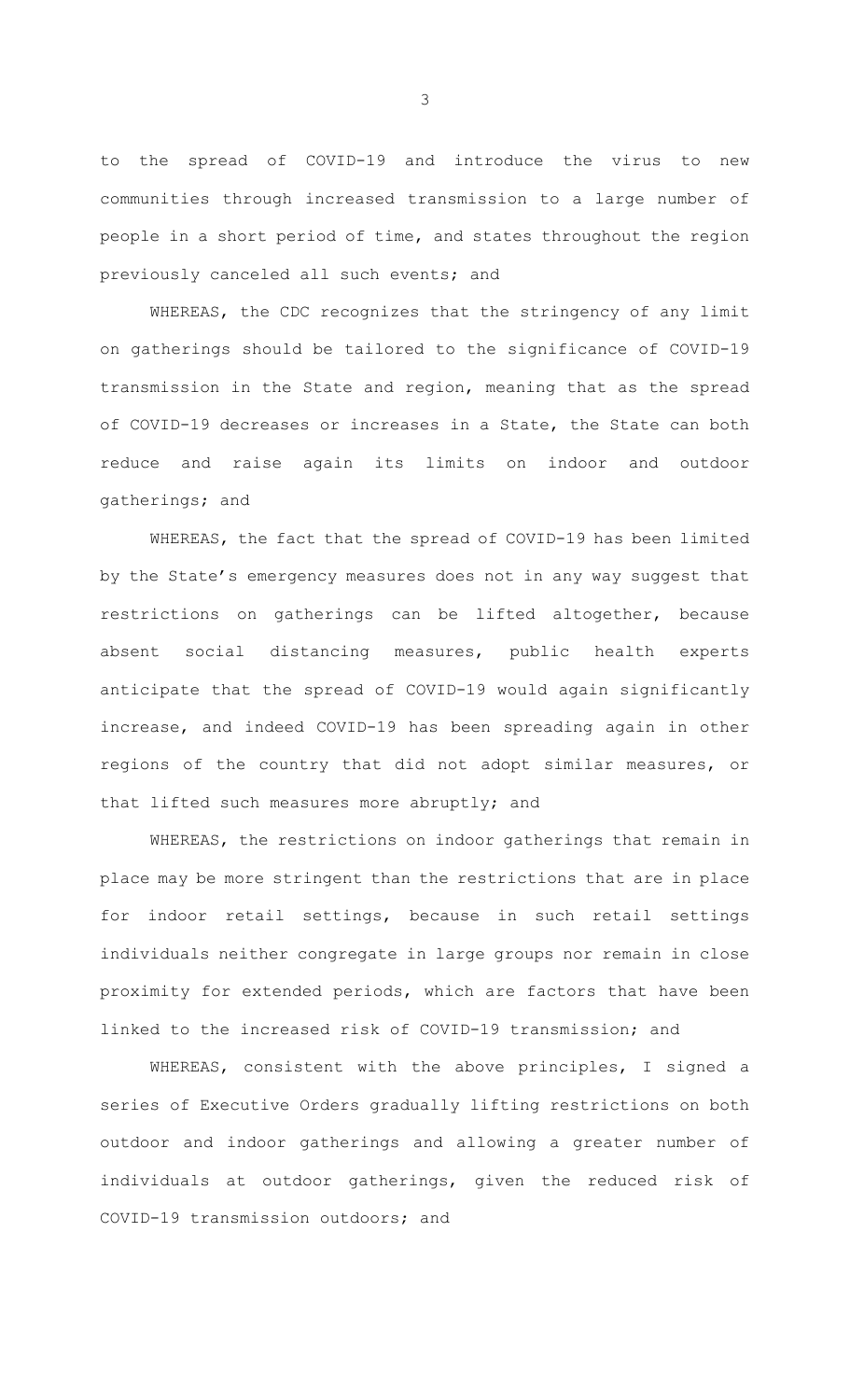to the spread of COVID-19 and introduce the virus to new communities through increased transmission to a large number of people in a short period of time, and states throughout the region previously canceled all such events; and

WHEREAS, the CDC recognizes that the stringency of any limit on gatherings should be tailored to the significance of COVID-19 transmission in the State and region, meaning that as the spread of COVID-19 decreases or increases in a State, the State can both reduce and raise again its limits on indoor and outdoor gatherings; and

WHEREAS, the fact that the spread of COVID-19 has been limited by the State's emergency measures does not in any way suggest that restrictions on gatherings can be lifted altogether, because absent social distancing measures, public health experts anticipate that the spread of COVID-19 would again significantly increase, and indeed COVID-19 has been spreading again in other regions of the country that did not adopt similar measures, or that lifted such measures more abruptly; and

WHEREAS, the restrictions on indoor gatherings that remain in place may be more stringent than the restrictions that are in place for indoor retail settings, because in such retail settings individuals neither congregate in large groups nor remain in close proximity for extended periods, which are factors that have been linked to the increased risk of COVID-19 transmission; and

WHEREAS, consistent with the above principles, I signed a series of Executive Orders gradually lifting restrictions on both outdoor and indoor gatherings and allowing a greater number of individuals at outdoor gatherings, given the reduced risk of COVID-19 transmission outdoors; and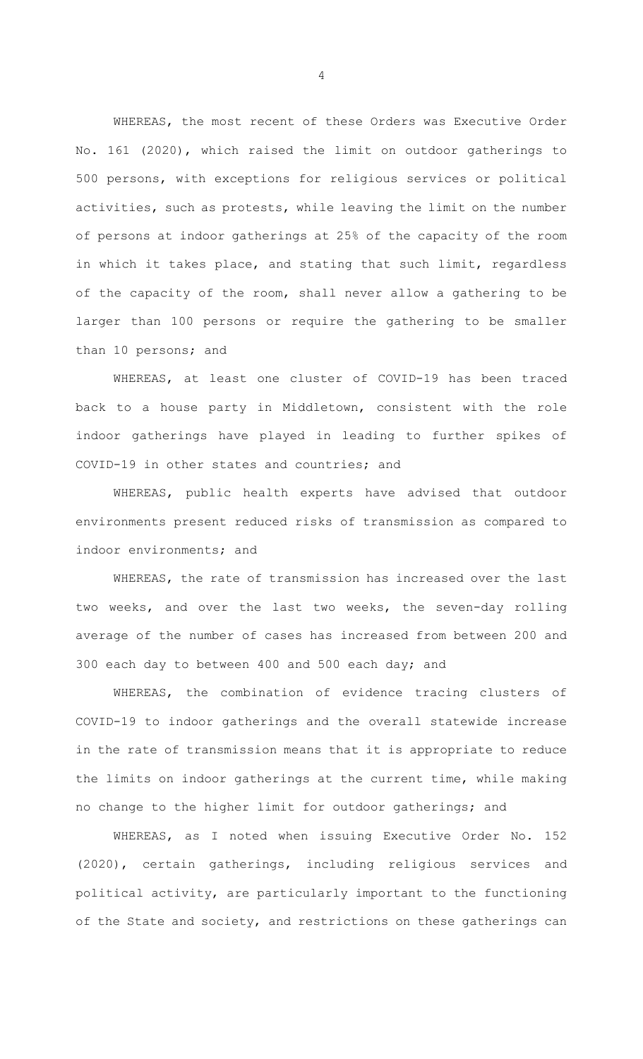WHEREAS, the most recent of these Orders was Executive Order No. 161 (2020), which raised the limit on outdoor gatherings to 500 persons, with exceptions for religious services or political activities, such as protests, while leaving the limit on the number of persons at indoor gatherings at 25% of the capacity of the room in which it takes place, and stating that such limit, regardless of the capacity of the room, shall never allow a gathering to be larger than 100 persons or require the gathering to be smaller than 10 persons; and

WHEREAS, at least one cluster of COVID-19 has been traced back to a house party in Middletown, consistent with the role indoor gatherings have played in leading to further spikes of COVID-19 in other states and countries; and

WHEREAS, public health experts have advised that outdoor environments present reduced risks of transmission as compared to indoor environments; and

WHEREAS, the rate of transmission has increased over the last two weeks, and over the last two weeks, the seven-day rolling average of the number of cases has increased from between 200 and 300 each day to between 400 and 500 each day; and

WHEREAS, the combination of evidence tracing clusters of COVID-19 to indoor gatherings and the overall statewide increase in the rate of transmission means that it is appropriate to reduce the limits on indoor gatherings at the current time, while making no change to the higher limit for outdoor gatherings; and

WHEREAS, as I noted when issuing Executive Order No. 152 (2020), certain gatherings, including religious services and political activity, are particularly important to the functioning of the State and society, and restrictions on these gatherings can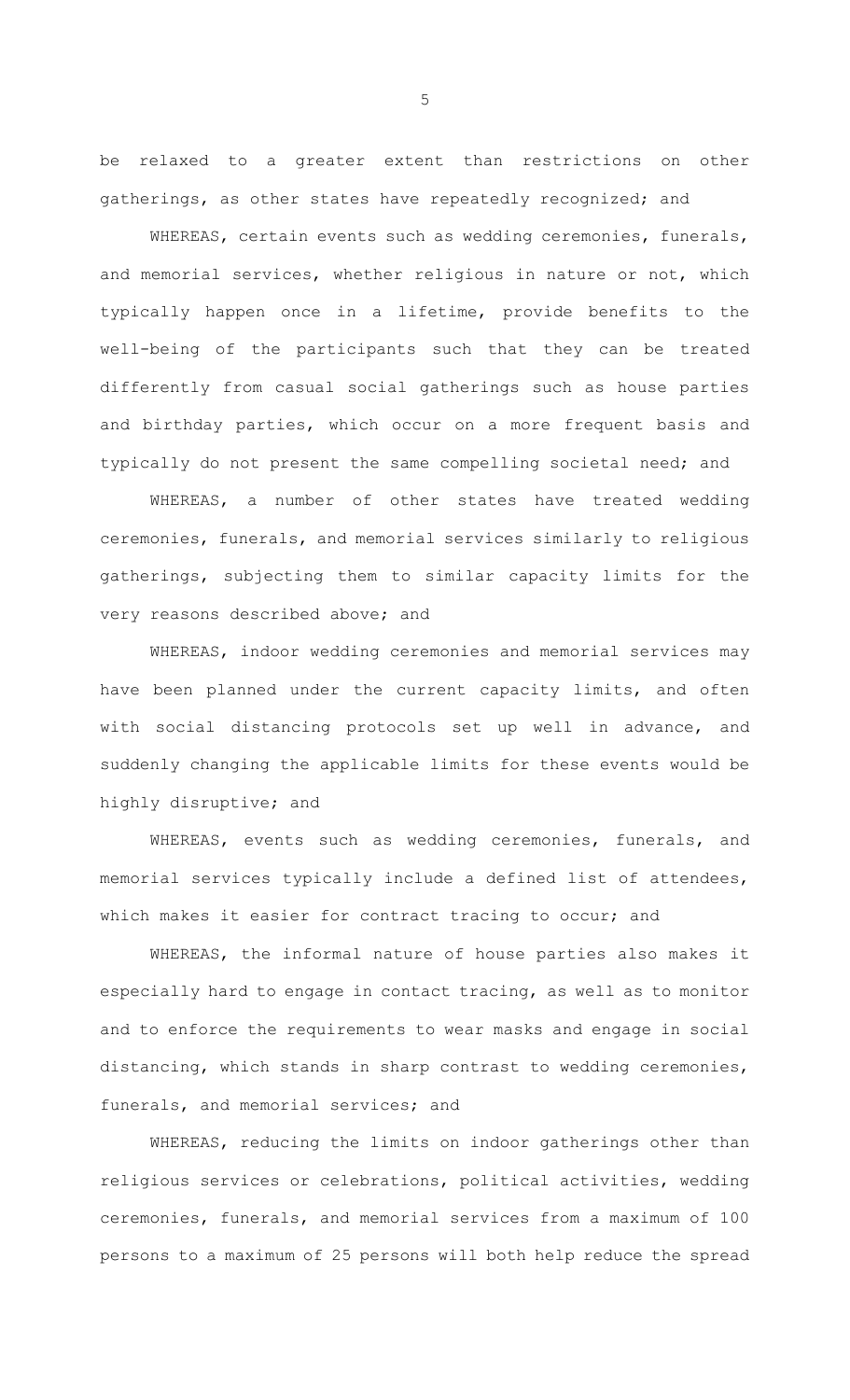be relaxed to a greater extent than restrictions on other gatherings, as other states have repeatedly recognized; and

WHEREAS, certain events such as wedding ceremonies, funerals, and memorial services, whether religious in nature or not, which typically happen once in a lifetime, provide benefits to the well-being of the participants such that they can be treated differently from casual social gatherings such as house parties and birthday parties, which occur on a more frequent basis and typically do not present the same compelling societal need; and

WHEREAS, a number of other states have treated wedding ceremonies, funerals, and memorial services similarly to religious gatherings, subjecting them to similar capacity limits for the very reasons described above; and

WHEREAS, indoor wedding ceremonies and memorial services may have been planned under the current capacity limits, and often with social distancing protocols set up well in advance, and suddenly changing the applicable limits for these events would be highly disruptive; and

WHEREAS, events such as wedding ceremonies, funerals, and memorial services typically include a defined list of attendees, which makes it easier for contract tracing to occur; and

WHEREAS, the informal nature of house parties also makes it especially hard to engage in contact tracing, as well as to monitor and to enforce the requirements to wear masks and engage in social distancing, which stands in sharp contrast to wedding ceremonies, funerals, and memorial services; and

WHEREAS, reducing the limits on indoor gatherings other than religious services or celebrations, political activities, wedding ceremonies, funerals, and memorial services from a maximum of 100 persons to a maximum of 25 persons will both help reduce the spread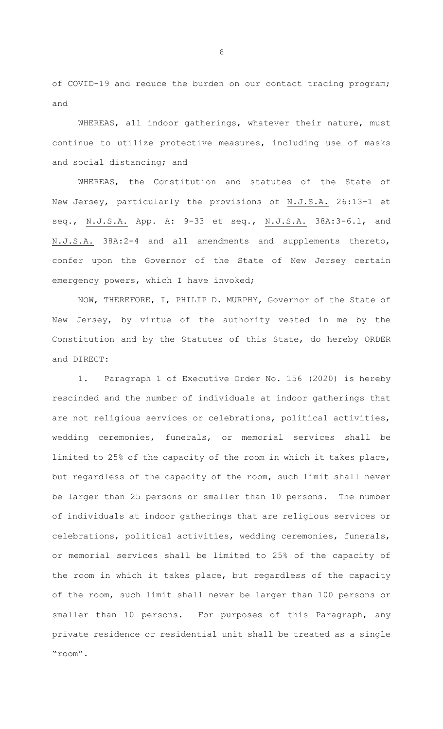of COVID-19 and reduce the burden on our contact tracing program; and

WHEREAS, all indoor gatherings, whatever their nature, must continue to utilize protective measures, including use of masks and social distancing; and

WHEREAS, the Constitution and statutes of the State of New Jersey, particularly the provisions of N.J.S.A. 26:13-1 et seq., N.J.S.A. App. A: 9-33 et seq., N.J.S.A. 38A:3-6.1, and N.J.S.A. 38A:2-4 and all amendments and supplements thereto, confer upon the Governor of the State of New Jersey certain emergency powers, which I have invoked;

NOW, THEREFORE, I, PHILIP D. MURPHY, Governor of the State of New Jersey, by virtue of the authority vested in me by the Constitution and by the Statutes of this State, do hereby ORDER and DIRECT:

1. Paragraph 1 of Executive Order No. 156 (2020) is hereby rescinded and the number of individuals at indoor gatherings that are not religious services or celebrations, political activities, wedding ceremonies, funerals, or memorial services shall be limited to 25% of the capacity of the room in which it takes place, but regardless of the capacity of the room, such limit shall never be larger than 25 persons or smaller than 10 persons. The number of individuals at indoor gatherings that are religious services or celebrations, political activities, wedding ceremonies, funerals, or memorial services shall be limited to 25% of the capacity of the room in which it takes place, but regardless of the capacity of the room, such limit shall never be larger than 100 persons or smaller than 10 persons. For purposes of this Paragraph, any private residence or residential unit shall be treated as a single "room".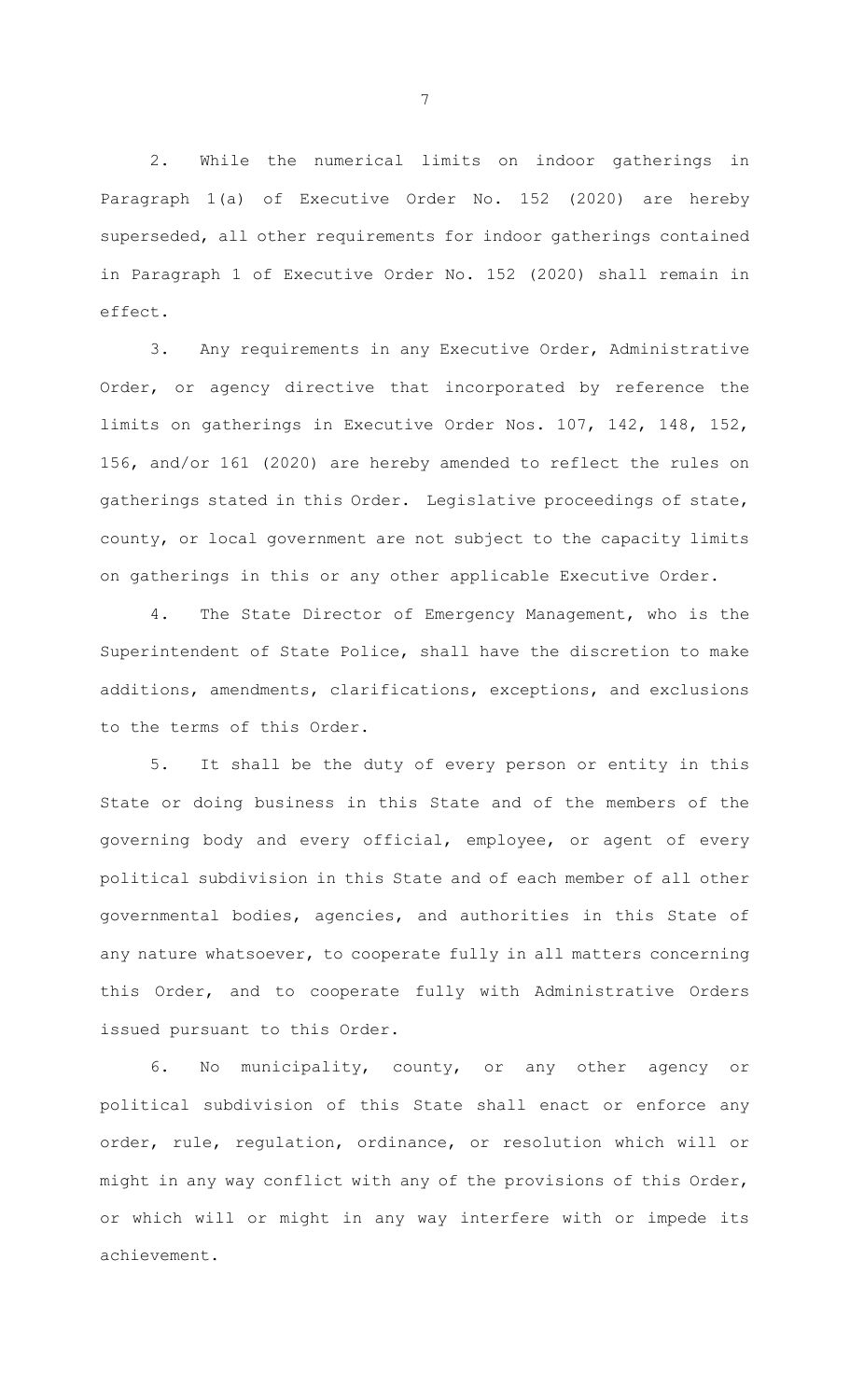2. While the numerical limits on indoor gatherings in Paragraph 1(a) of Executive Order No. 152 (2020) are hereby superseded, all other requirements for indoor gatherings contained in Paragraph 1 of Executive Order No. 152 (2020) shall remain in effect.

3. Any requirements in any Executive Order, Administrative Order, or agency directive that incorporated by reference the limits on gatherings in Executive Order Nos. 107, 142, 148, 152, 156, and/or 161 (2020) are hereby amended to reflect the rules on gatherings stated in this Order. Legislative proceedings of state, county, or local government are not subject to the capacity limits on gatherings in this or any other applicable Executive Order.

4. The State Director of Emergency Management, who is the Superintendent of State Police, shall have the discretion to make additions, amendments, clarifications, exceptions, and exclusions to the terms of this Order.

5. It shall be the duty of every person or entity in this State or doing business in this State and of the members of the governing body and every official, employee, or agent of every political subdivision in this State and of each member of all other governmental bodies, agencies, and authorities in this State of any nature whatsoever, to cooperate fully in all matters concerning this Order, and to cooperate fully with Administrative Orders issued pursuant to this Order.

6. No municipality, county, or any other agency or political subdivision of this State shall enact or enforce any order, rule, regulation, ordinance, or resolution which will or might in any way conflict with any of the provisions of this Order, or which will or might in any way interfere with or impede its achievement.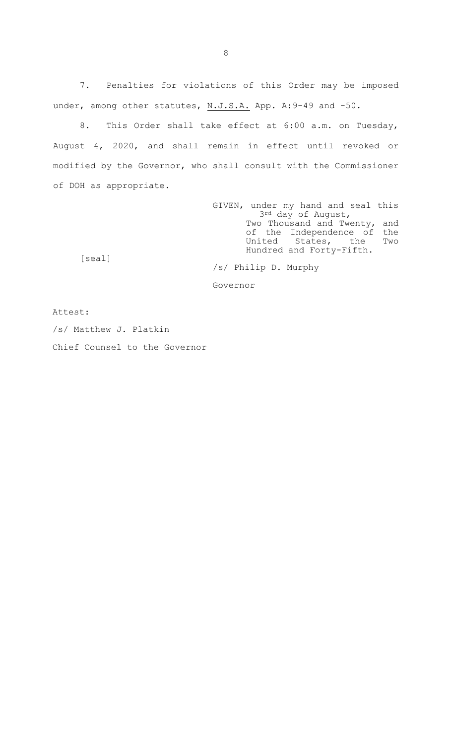7. Penalties for violations of this Order may be imposed under, among other statutes, N.J.S.A. App. A:9-49 and -50.

8. This Order shall take effect at 6:00 a.m. on Tuesday, August 4, 2020, and shall remain in effect until revoked or modified by the Governor, who shall consult with the Commissioner of DOH as appropriate.

GIVEN, under my hand and seal this 3rd day of August, Two Thousand and Twenty, and of the Independence of the United States, the Two Hundred and Forty-Fifth.

[seal]

/s/ Philip D. Murphy

Governor

Attest:

/s/ Matthew J. Platkin

Chief Counsel to the Governor